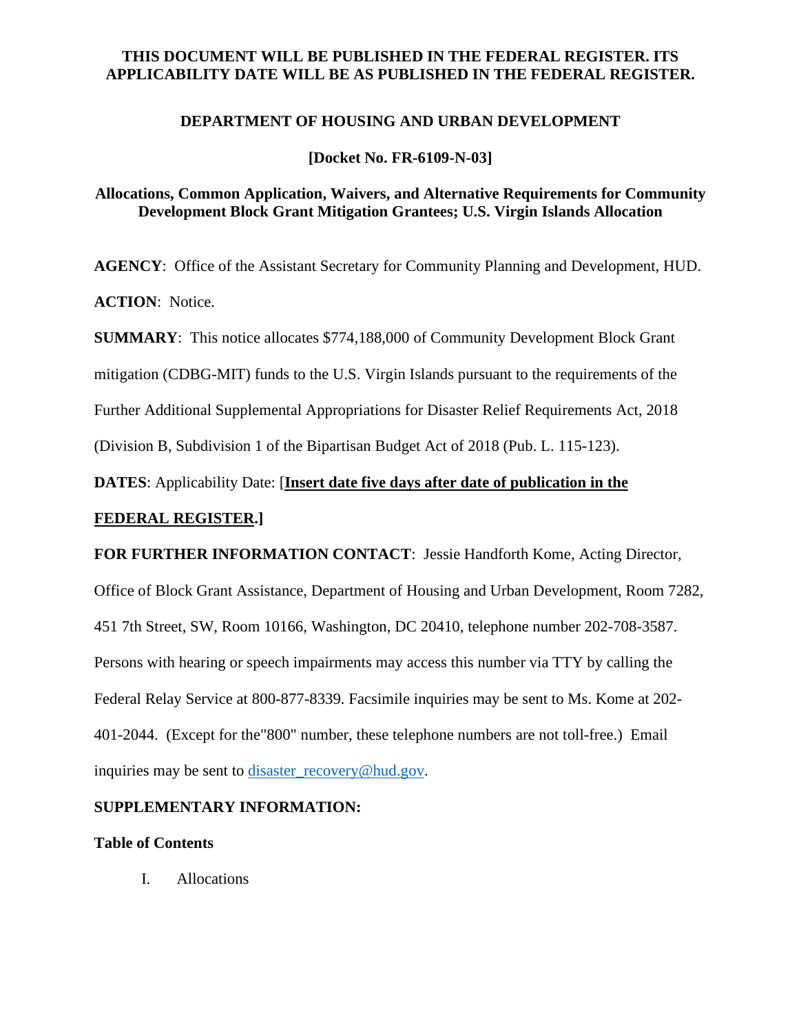**THIS DOCUMENT WILL BE PUBLISHED IN THE FEDERAL REGISTER. ITS APPLICABILITY DATE WILL BE AS PUBLISHED IN THE FEDERAL REGISTER.**

**DEPARTMENT OF HOUSING AND URBAN DEVELOPMENT**

**[Docket No. FR-6109-N-03]**

**Allocations, Common Application, Waivers, and Alternative Requirements for Community Development Block Grant Mitigation Grantees; U.S. Virgin Islands Allocation**

**AGENCY**: Office of the Assistant Secretary for Community Planning and Development, HUD.

**ACTION**: Notice.

**SUMMARY**: This notice allocates $774,188,000 of Community Development Block Grant mitigation (CDBG-MIT) funds to the U.S. Virgin Islands pursuant to the requirements of the Further Additional Supplemental Appropriations for Disaster Relief Requirements Act, 2018 (Division B, Subdivision 1 of the Bipartisan Budget Act of 2018 (Pub. L. 115-123).

**DATES**: Applicability Date: [**Insert date five days after date of publication in the FEDERAL REGISTER.]**

**FOR FURTHER INFORMATION CONTACT**: Jessie Handforth Kome, Acting Director, Office of Block Grant Assistance, Department of Housing and Urban Development, Room 7282, 451 7th Street, SW, Room 10166, Washington, DC 20410, telephone number 202-708-3587. Persons with hearing or speech impairments may access this number via TTY by calling the Federal Relay Service at 800-877-8339. Facsimile inquiries may be sent to Ms. Kome at 202-401-2044. (Except for the"800" number, these telephone numbers are not toll-free.) Email inquiries may be sent to disaster_recovery@hud.gov.

**SUPPLEMENTARY INFORMATION:**

**Table of Contents**

I. Allocations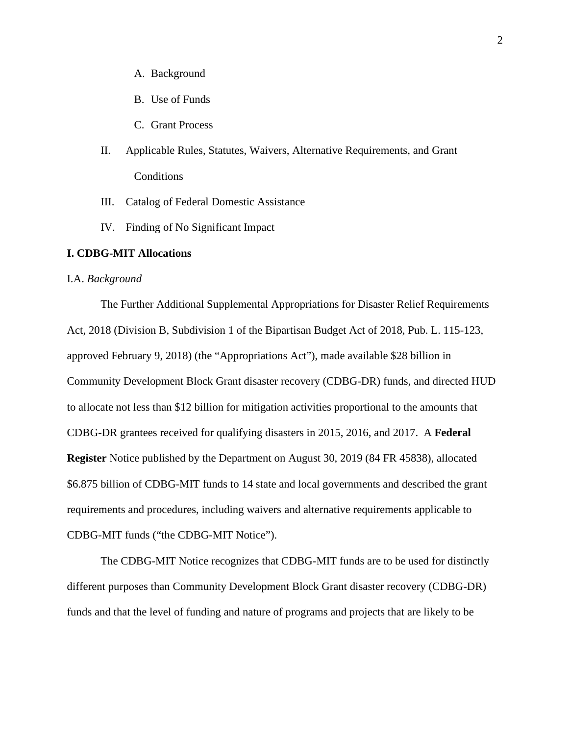A. Background

   B. Use of Funds

   C. Grant Process

II. Applicable Rules, Statutes, Waivers, Alternative Requirements, and Grant Conditions

III. Catalog of Federal Domestic Assistance

IV. Finding of No Significant Impact

## I. CDBG-MIT Allocations

### I.A. *Background*

The Further Additional Supplemental Appropriations for Disaster Relief Requirements Act, 2018 (Division B, Subdivision 1 of the Bipartisan Budget Act of 2018, Pub. L. 115-123, approved February 9, 2018) (the "Appropriations Act"), made available $28 billion in Community Development Block Grant disaster recovery (CDBG-DR) funds, and directed HUD to allocate not less than $12 billion for mitigation activities proportional to the amounts that CDBG-DR grantees received for qualifying disasters in 2015, 2016, and 2017. A **Federal Register** Notice published by the Department on August 30, 2019 (84 FR 45838), allocated $6.875 billion of CDBG-MIT funds to 14 state and local governments and described the grant requirements and procedures, including waivers and alternative requirements applicable to CDBG-MIT funds ("the CDBG-MIT Notice").

The CDBG-MIT Notice recognizes that CDBG-MIT funds are to be used for distinctly different purposes than Community Development Block Grant disaster recovery (CDBG-DR) funds and that the level of funding and nature of programs and projects that are likely to be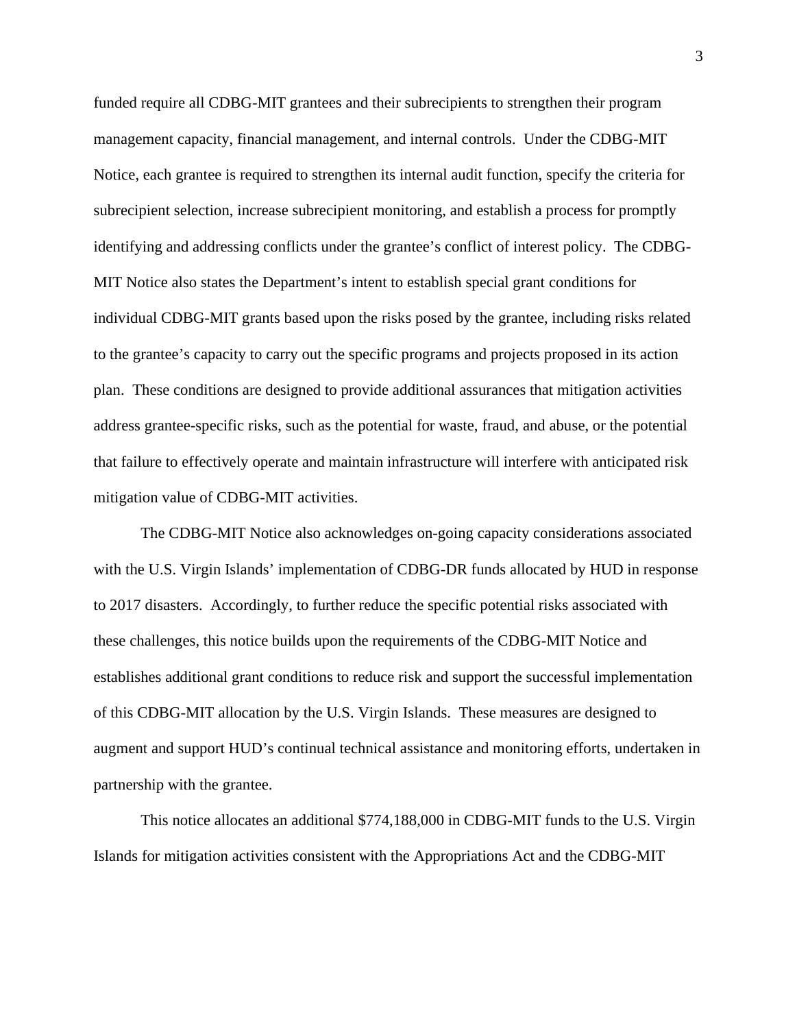funded require all CDBG-MIT grantees and their subrecipients to strengthen their program management capacity, financial management, and internal controls. Under the CDBG-MIT Notice, each grantee is required to strengthen its internal audit function, specify the criteria for subrecipient selection, increase subrecipient monitoring, and establish a process for promptly identifying and addressing conflicts under the grantee's conflict of interest policy. The CDBG-MIT Notice also states the Department's intent to establish special grant conditions for individual CDBG-MIT grants based upon the risks posed by the grantee, including risks related to the grantee's capacity to carry out the specific programs and projects proposed in its action plan. These conditions are designed to provide additional assurances that mitigation activities address grantee-specific risks, such as the potential for waste, fraud, and abuse, or the potential that failure to effectively operate and maintain infrastructure will interfere with anticipated risk mitigation value of CDBG-MIT activities.

The CDBG-MIT Notice also acknowledges on-going capacity considerations associated with the U.S. Virgin Islands' implementation of CDBG-DR funds allocated by HUD in response to 2017 disasters. Accordingly, to further reduce the specific potential risks associated with these challenges, this notice builds upon the requirements of the CDBG-MIT Notice and establishes additional grant conditions to reduce risk and support the successful implementation of this CDBG-MIT allocation by the U.S. Virgin Islands. These measures are designed to augment and support HUD's continual technical assistance and monitoring efforts, undertaken in partnership with the grantee.

This notice allocates an additional $774,188,000 in CDBG-MIT funds to the U.S. Virgin Islands for mitigation activities consistent with the Appropriations Act and the CDBG-MIT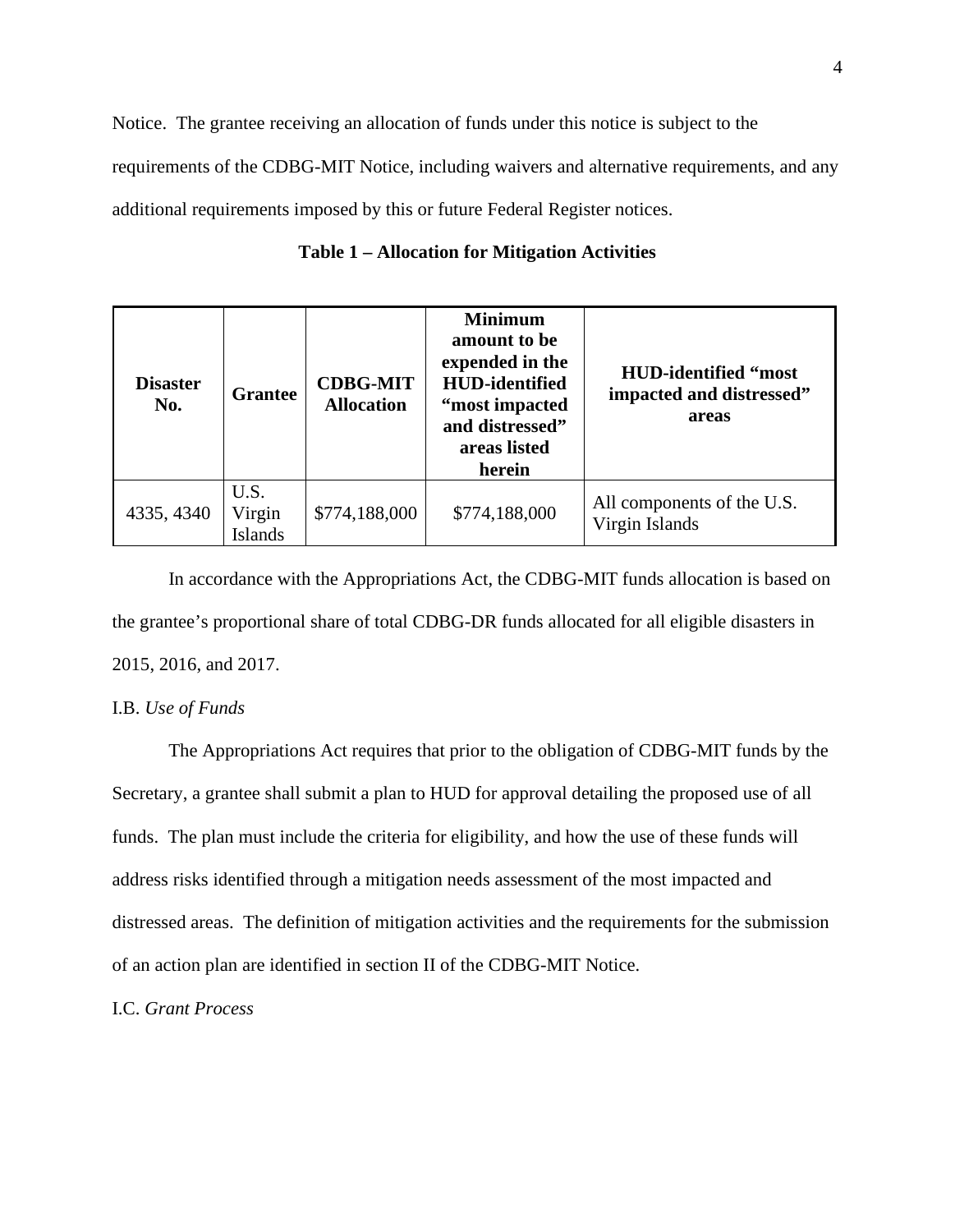Notice. The grantee receiving an allocation of funds under this notice is subject to the requirements of the CDBG-MIT Notice, including waivers and alternative requirements, and any additional requirements imposed by this or future Federal Register notices.

**Table 1 – Allocation for Mitigation Activities**

| Disaster No. | Grantee | CDBG-MIT Allocation | Minimum amount to be expended in the HUD-identified "most impacted and distressed" areas listed herein | HUD-identified "most impacted and distressed" areas |
|---|---|---|---|---|
| 4335, 4340 | U.S. Virgin Islands | $774,188,000 | $774,188,000 | All components of the U.S. Virgin Islands |

In accordance with the Appropriations Act, the CDBG-MIT funds allocation is based on the grantee's proportional share of total CDBG-DR funds allocated for all eligible disasters in 2015, 2016, and 2017.

I.B. *Use of Funds*

The Appropriations Act requires that prior to the obligation of CDBG-MIT funds by the Secretary, a grantee shall submit a plan to HUD for approval detailing the proposed use of all funds. The plan must include the criteria for eligibility, and how the use of these funds will address risks identified through a mitigation needs assessment of the most impacted and distressed areas. The definition of mitigation activities and the requirements for the submission of an action plan are identified in section II of the CDBG-MIT Notice.

I.C. *Grant Process*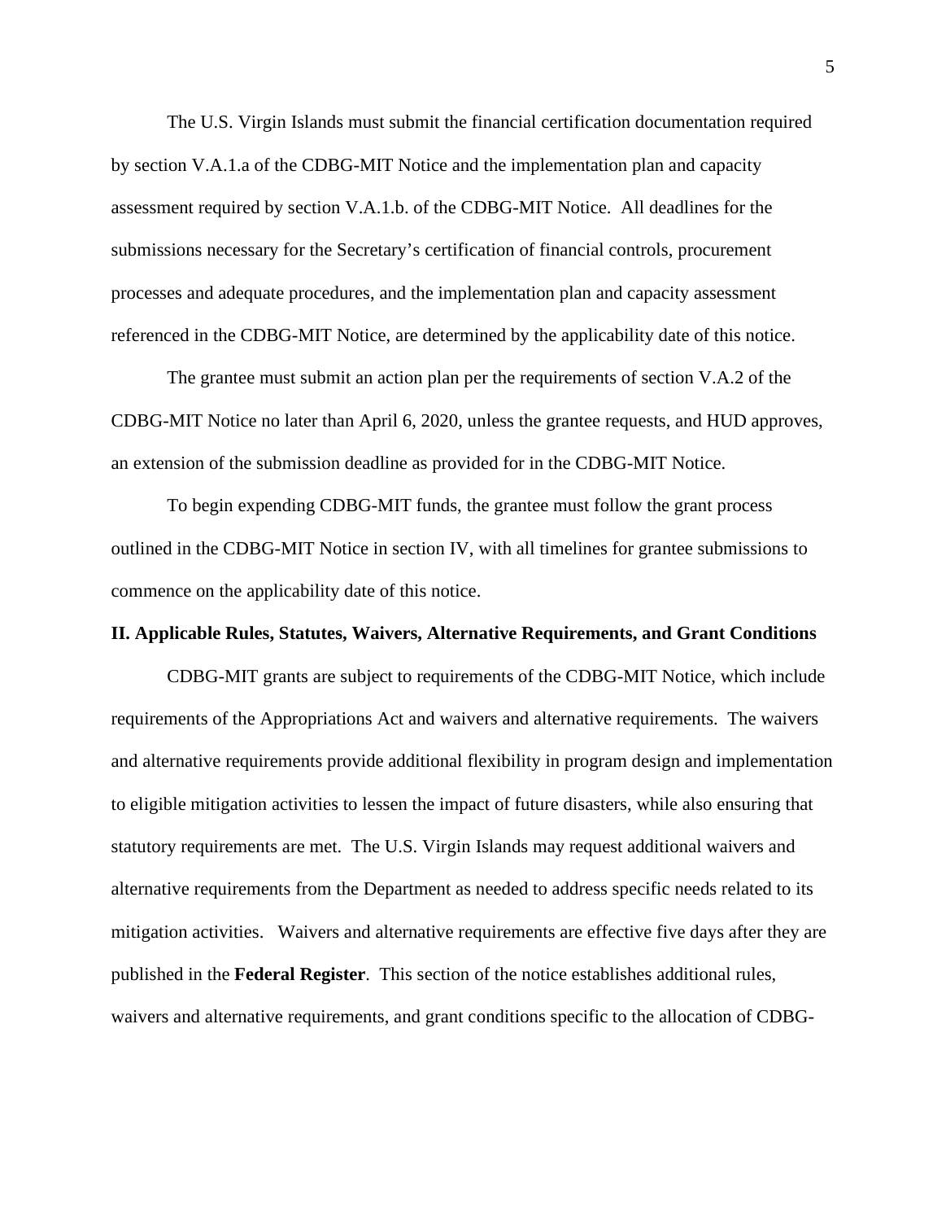The U.S. Virgin Islands must submit the financial certification documentation required by section V.A.1.a of the CDBG-MIT Notice and the implementation plan and capacity assessment required by section V.A.1.b. of the CDBG-MIT Notice. All deadlines for the submissions necessary for the Secretary's certification of financial controls, procurement processes and adequate procedures, and the implementation plan and capacity assessment referenced in the CDBG-MIT Notice, are determined by the applicability date of this notice.

The grantee must submit an action plan per the requirements of section V.A.2 of the CDBG-MIT Notice no later than April 6, 2020, unless the grantee requests, and HUD approves, an extension of the submission deadline as provided for in the CDBG-MIT Notice.

To begin expending CDBG-MIT funds, the grantee must follow the grant process outlined in the CDBG-MIT Notice in section IV, with all timelines for grantee submissions to commence on the applicability date of this notice.

## II. Applicable Rules, Statutes, Waivers, Alternative Requirements, and Grant Conditions

CDBG-MIT grants are subject to requirements of the CDBG-MIT Notice, which include requirements of the Appropriations Act and waivers and alternative requirements. The waivers and alternative requirements provide additional flexibility in program design and implementation to eligible mitigation activities to lessen the impact of future disasters, while also ensuring that statutory requirements are met. The U.S. Virgin Islands may request additional waivers and alternative requirements from the Department as needed to address specific needs related to its mitigation activities. Waivers and alternative requirements are effective five days after they are published in the **Federal Register**. This section of the notice establishes additional rules, waivers and alternative requirements, and grant conditions specific to the allocation of CDBG-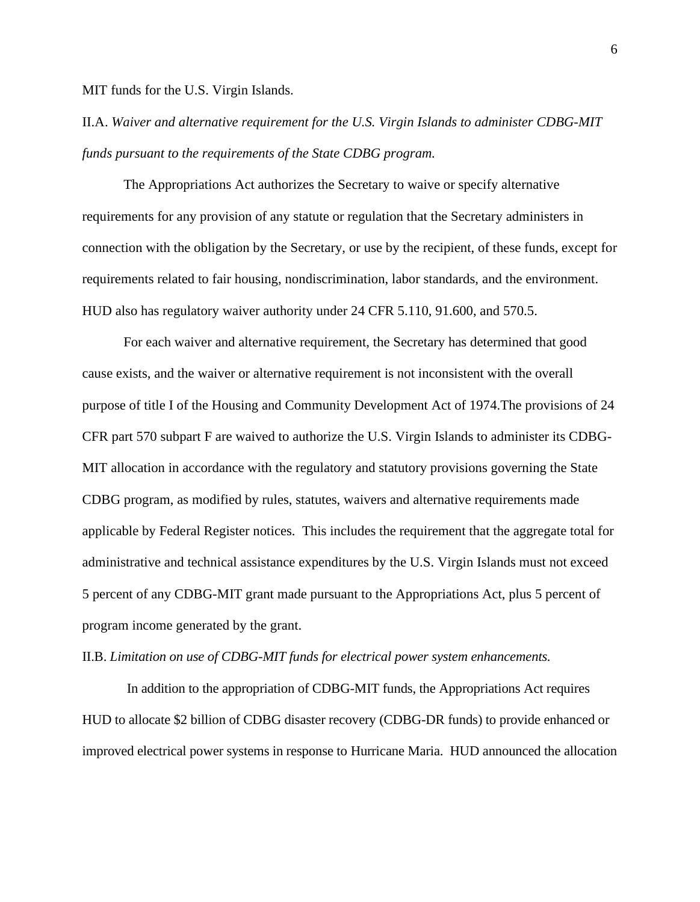MIT funds for the U.S. Virgin Islands.

II.A. *Waiver and alternative requirement for the U.S. Virgin Islands to administer CDBG-MIT funds pursuant to the requirements of the State CDBG program.*

The Appropriations Act authorizes the Secretary to waive or specify alternative requirements for any provision of any statute or regulation that the Secretary administers in connection with the obligation by the Secretary, or use by the recipient, of these funds, except for requirements related to fair housing, nondiscrimination, labor standards, and the environment. HUD also has regulatory waiver authority under 24 CFR 5.110, 91.600, and 570.5.

For each waiver and alternative requirement, the Secretary has determined that good cause exists, and the waiver or alternative requirement is not inconsistent with the overall purpose of title I of the Housing and Community Development Act of 1974.The provisions of 24 CFR part 570 subpart F are waived to authorize the U.S. Virgin Islands to administer its CDBG-MIT allocation in accordance with the regulatory and statutory provisions governing the State CDBG program, as modified by rules, statutes, waivers and alternative requirements made applicable by Federal Register notices. This includes the requirement that the aggregate total for administrative and technical assistance expenditures by the U.S. Virgin Islands must not exceed 5 percent of any CDBG-MIT grant made pursuant to the Appropriations Act, plus 5 percent of program income generated by the grant.

II.B. *Limitation on use of CDBG-MIT funds for electrical power system enhancements.*

In addition to the appropriation of CDBG-MIT funds, the Appropriations Act requires HUD to allocate $2 billion of CDBG disaster recovery (CDBG-DR funds) to provide enhanced or improved electrical power systems in response to Hurricane Maria. HUD announced the allocation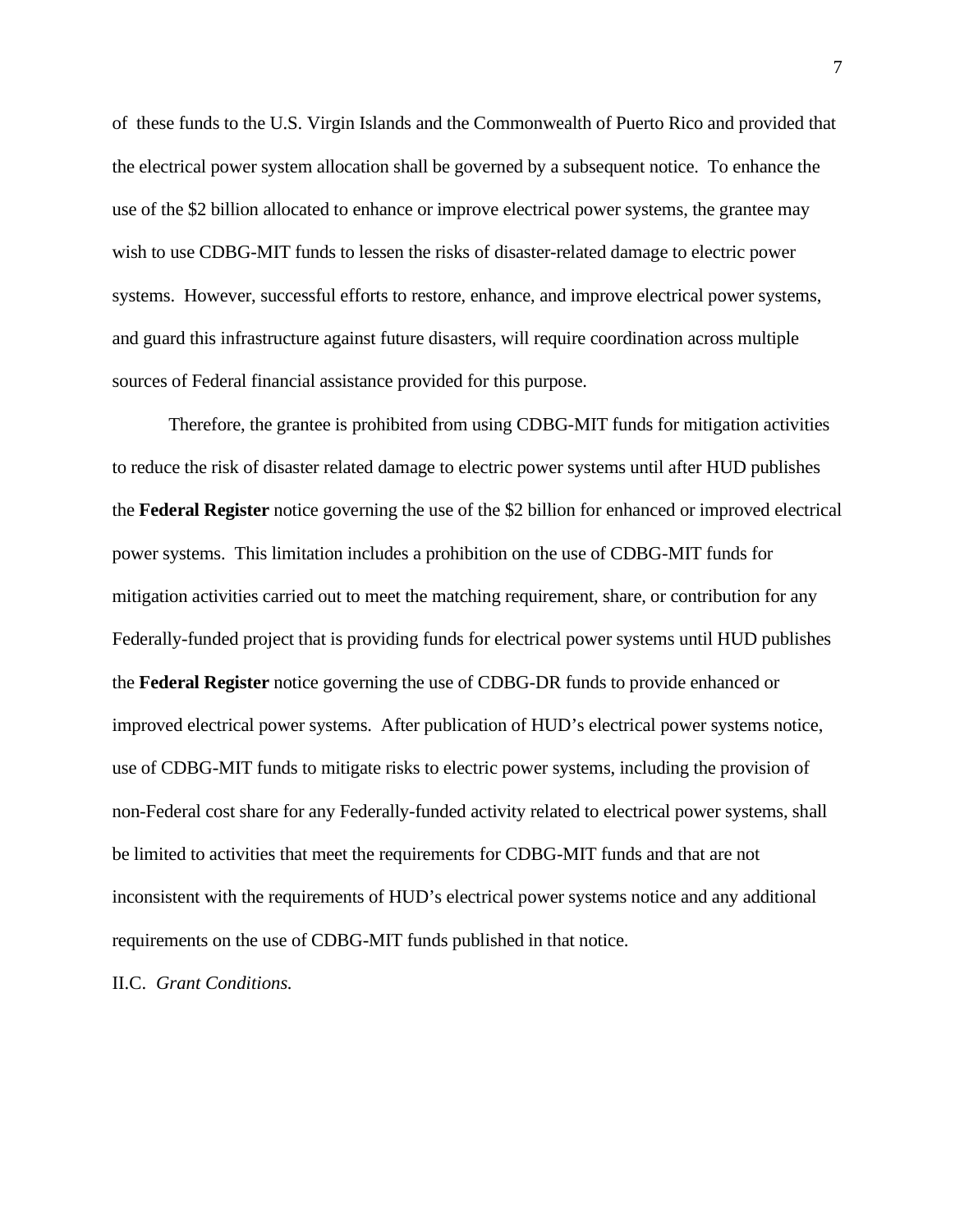of these funds to the U.S. Virgin Islands and the Commonwealth of Puerto Rico and provided that the electrical power system allocation shall be governed by a subsequent notice. To enhance the use of the $2 billion allocated to enhance or improve electrical power systems, the grantee may wish to use CDBG-MIT funds to lessen the risks of disaster-related damage to electric power systems. However, successful efforts to restore, enhance, and improve electrical power systems, and guard this infrastructure against future disasters, will require coordination across multiple sources of Federal financial assistance provided for this purpose.

Therefore, the grantee is prohibited from using CDBG-MIT funds for mitigation activities to reduce the risk of disaster related damage to electric power systems until after HUD publishes the **Federal Register** notice governing the use of the $2 billion for enhanced or improved electrical power systems. This limitation includes a prohibition on the use of CDBG-MIT funds for mitigation activities carried out to meet the matching requirement, share, or contribution for any Federally-funded project that is providing funds for electrical power systems until HUD publishes the **Federal Register** notice governing the use of CDBG-DR funds to provide enhanced or improved electrical power systems. After publication of HUD's electrical power systems notice, use of CDBG-MIT funds to mitigate risks to electric power systems, including the provision of non-Federal cost share for any Federally-funded activity related to electrical power systems, shall be limited to activities that meet the requirements for CDBG-MIT funds and that are not inconsistent with the requirements of HUD's electrical power systems notice and any additional requirements on the use of CDBG-MIT funds published in that notice.

II.C. *Grant Conditions.*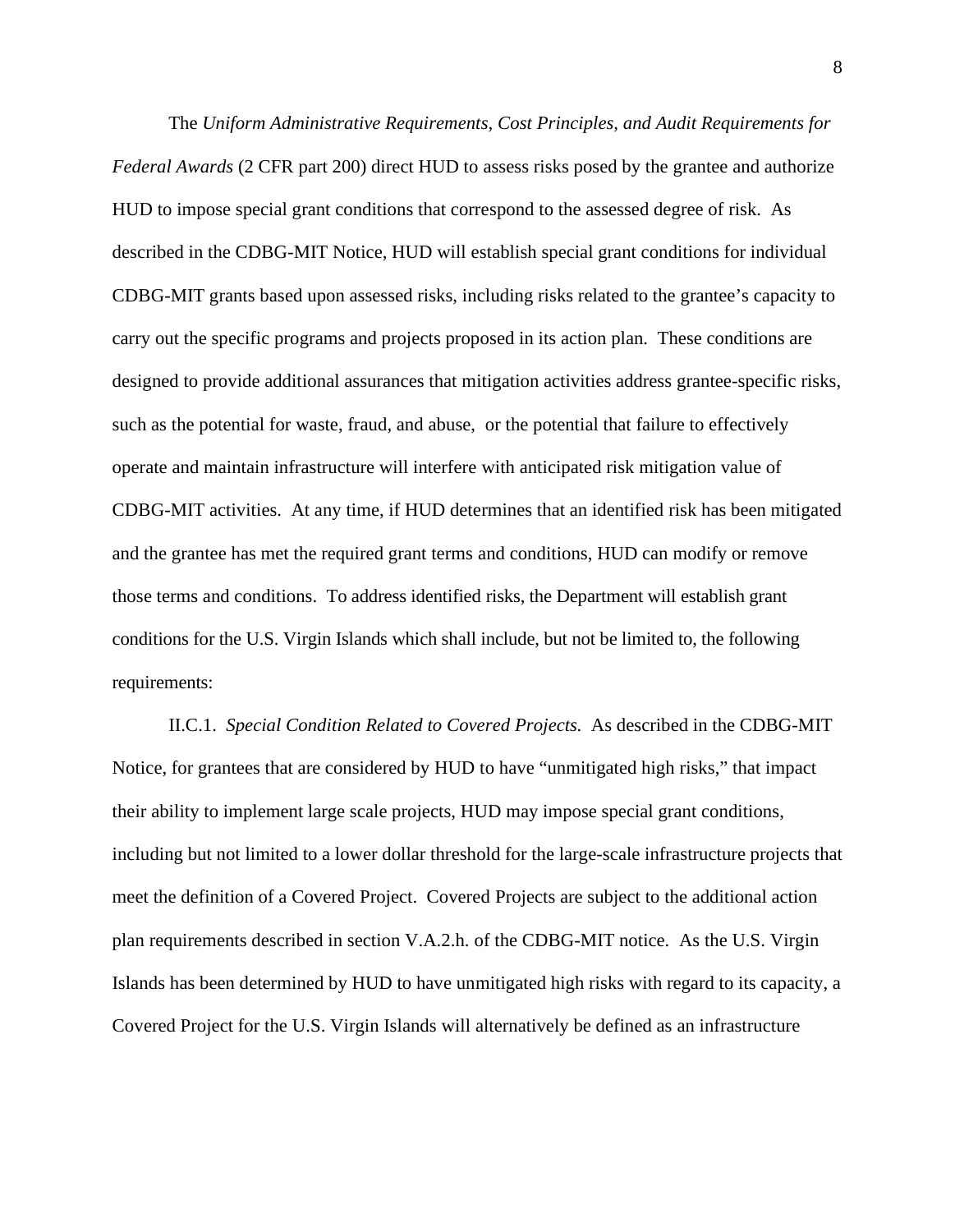The *Uniform Administrative Requirements, Cost Principles, and Audit Requirements for Federal Awards* (2 CFR part 200) direct HUD to assess risks posed by the grantee and authorize HUD to impose special grant conditions that correspond to the assessed degree of risk. As described in the CDBG-MIT Notice, HUD will establish special grant conditions for individual CDBG-MIT grants based upon assessed risks, including risks related to the grantee's capacity to carry out the specific programs and projects proposed in its action plan. These conditions are designed to provide additional assurances that mitigation activities address grantee-specific risks, such as the potential for waste, fraud, and abuse, or the potential that failure to effectively operate and maintain infrastructure will interfere with anticipated risk mitigation value of CDBG-MIT activities. At any time, if HUD determines that an identified risk has been mitigated and the grantee has met the required grant terms and conditions, HUD can modify or remove those terms and conditions. To address identified risks, the Department will establish grant conditions for the U.S. Virgin Islands which shall include, but not be limited to, the following requirements:

II.C.1. *Special Condition Related to Covered Projects.* As described in the CDBG-MIT Notice, for grantees that are considered by HUD to have "unmitigated high risks," that impact their ability to implement large scale projects, HUD may impose special grant conditions, including but not limited to a lower dollar threshold for the large-scale infrastructure projects that meet the definition of a Covered Project. Covered Projects are subject to the additional action plan requirements described in section V.A.2.h. of the CDBG-MIT notice. As the U.S. Virgin Islands has been determined by HUD to have unmitigated high risks with regard to its capacity, a Covered Project for the U.S. Virgin Islands will alternatively be defined as an infrastructure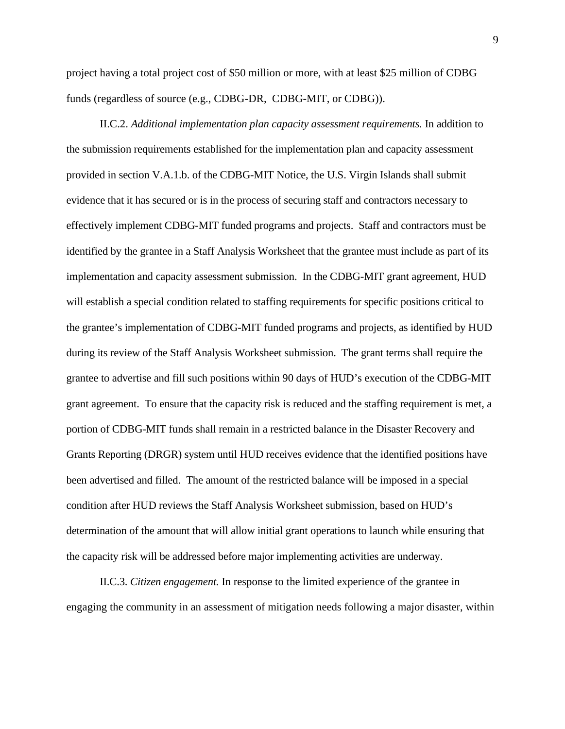project having a total project cost of $50 million or more, with at least $25 million of CDBG funds (regardless of source (e.g., CDBG-DR, CDBG-MIT, or CDBG)).

II.C.2. *Additional implementation plan capacity assessment requirements.* In addition to the submission requirements established for the implementation plan and capacity assessment provided in section V.A.1.b. of the CDBG-MIT Notice, the U.S. Virgin Islands shall submit evidence that it has secured or is in the process of securing staff and contractors necessary to effectively implement CDBG-MIT funded programs and projects. Staff and contractors must be identified by the grantee in a Staff Analysis Worksheet that the grantee must include as part of its implementation and capacity assessment submission. In the CDBG-MIT grant agreement, HUD will establish a special condition related to staffing requirements for specific positions critical to the grantee's implementation of CDBG-MIT funded programs and projects, as identified by HUD during its review of the Staff Analysis Worksheet submission. The grant terms shall require the grantee to advertise and fill such positions within 90 days of HUD's execution of the CDBG-MIT grant agreement. To ensure that the capacity risk is reduced and the staffing requirement is met, a portion of CDBG-MIT funds shall remain in a restricted balance in the Disaster Recovery and Grants Reporting (DRGR) system until HUD receives evidence that the identified positions have been advertised and filled. The amount of the restricted balance will be imposed in a special condition after HUD reviews the Staff Analysis Worksheet submission, based on HUD's determination of the amount that will allow initial grant operations to launch while ensuring that the capacity risk will be addressed before major implementing activities are underway.

II.C.3. *Citizen engagement.* In response to the limited experience of the grantee in engaging the community in an assessment of mitigation needs following a major disaster, within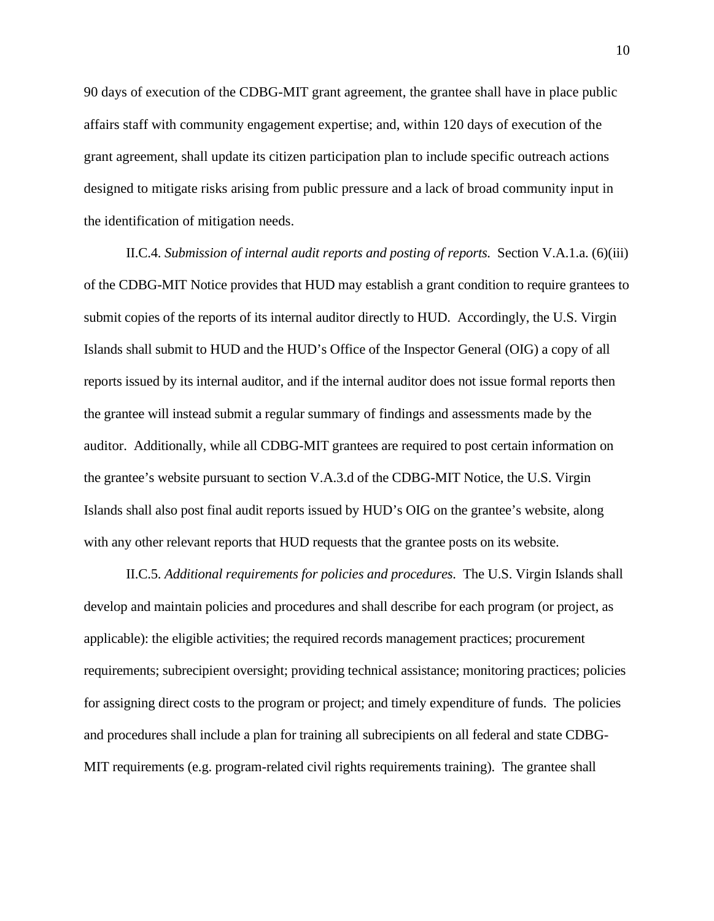90 days of execution of the CDBG-MIT grant agreement, the grantee shall have in place public affairs staff with community engagement expertise; and, within 120 days of execution of the grant agreement, shall update its citizen participation plan to include specific outreach actions designed to mitigate risks arising from public pressure and a lack of broad community input in the identification of mitigation needs.

II.C.4. *Submission of internal audit reports and posting of reports.* Section V.A.1.a. (6)(iii) of the CDBG-MIT Notice provides that HUD may establish a grant condition to require grantees to submit copies of the reports of its internal auditor directly to HUD. Accordingly, the U.S. Virgin Islands shall submit to HUD and the HUD's Office of the Inspector General (OIG) a copy of all reports issued by its internal auditor, and if the internal auditor does not issue formal reports then the grantee will instead submit a regular summary of findings and assessments made by the auditor. Additionally, while all CDBG-MIT grantees are required to post certain information on the grantee's website pursuant to section V.A.3.d of the CDBG-MIT Notice, the U.S. Virgin Islands shall also post final audit reports issued by HUD's OIG on the grantee's website, along with any other relevant reports that HUD requests that the grantee posts on its website.

II.C.5. *Additional requirements for policies and procedures.* The U.S. Virgin Islands shall develop and maintain policies and procedures and shall describe for each program (or project, as applicable): the eligible activities; the required records management practices; procurement requirements; subrecipient oversight; providing technical assistance; monitoring practices; policies for assigning direct costs to the program or project; and timely expenditure of funds. The policies and procedures shall include a plan for training all subrecipients on all federal and state CDBG-MIT requirements (e.g. program-related civil rights requirements training). The grantee shall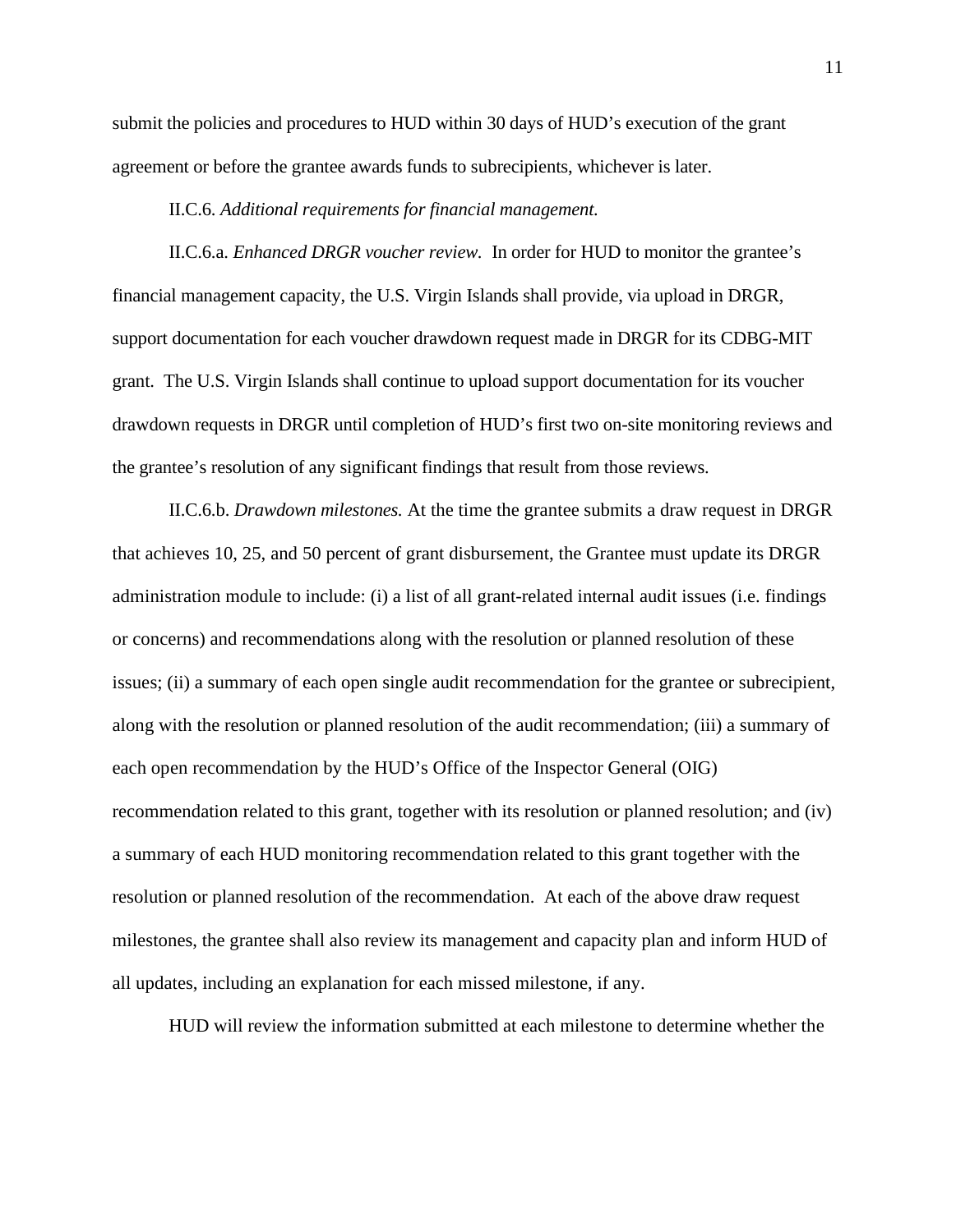submit the policies and procedures to HUD within 30 days of HUD's execution of the grant agreement or before the grantee awards funds to subrecipients, whichever is later.

II.C.6. *Additional requirements for financial management.*

II.C.6.a. *Enhanced DRGR voucher review.* In order for HUD to monitor the grantee's financial management capacity, the U.S. Virgin Islands shall provide, via upload in DRGR, support documentation for each voucher drawdown request made in DRGR for its CDBG-MIT grant. The U.S. Virgin Islands shall continue to upload support documentation for its voucher drawdown requests in DRGR until completion of HUD's first two on-site monitoring reviews and the grantee's resolution of any significant findings that result from those reviews.

II.C.6.b. *Drawdown milestones.* At the time the grantee submits a draw request in DRGR that achieves 10, 25, and 50 percent of grant disbursement, the Grantee must update its DRGR administration module to include: (i) a list of all grant-related internal audit issues (i.e. findings or concerns) and recommendations along with the resolution or planned resolution of these issues; (ii) a summary of each open single audit recommendation for the grantee or subrecipient, along with the resolution or planned resolution of the audit recommendation; (iii) a summary of each open recommendation by the HUD's Office of the Inspector General (OIG) recommendation related to this grant, together with its resolution or planned resolution; and (iv) a summary of each HUD monitoring recommendation related to this grant together with the resolution or planned resolution of the recommendation. At each of the above draw request milestones, the grantee shall also review its management and capacity plan and inform HUD of all updates, including an explanation for each missed milestone, if any.

HUD will review the information submitted at each milestone to determine whether the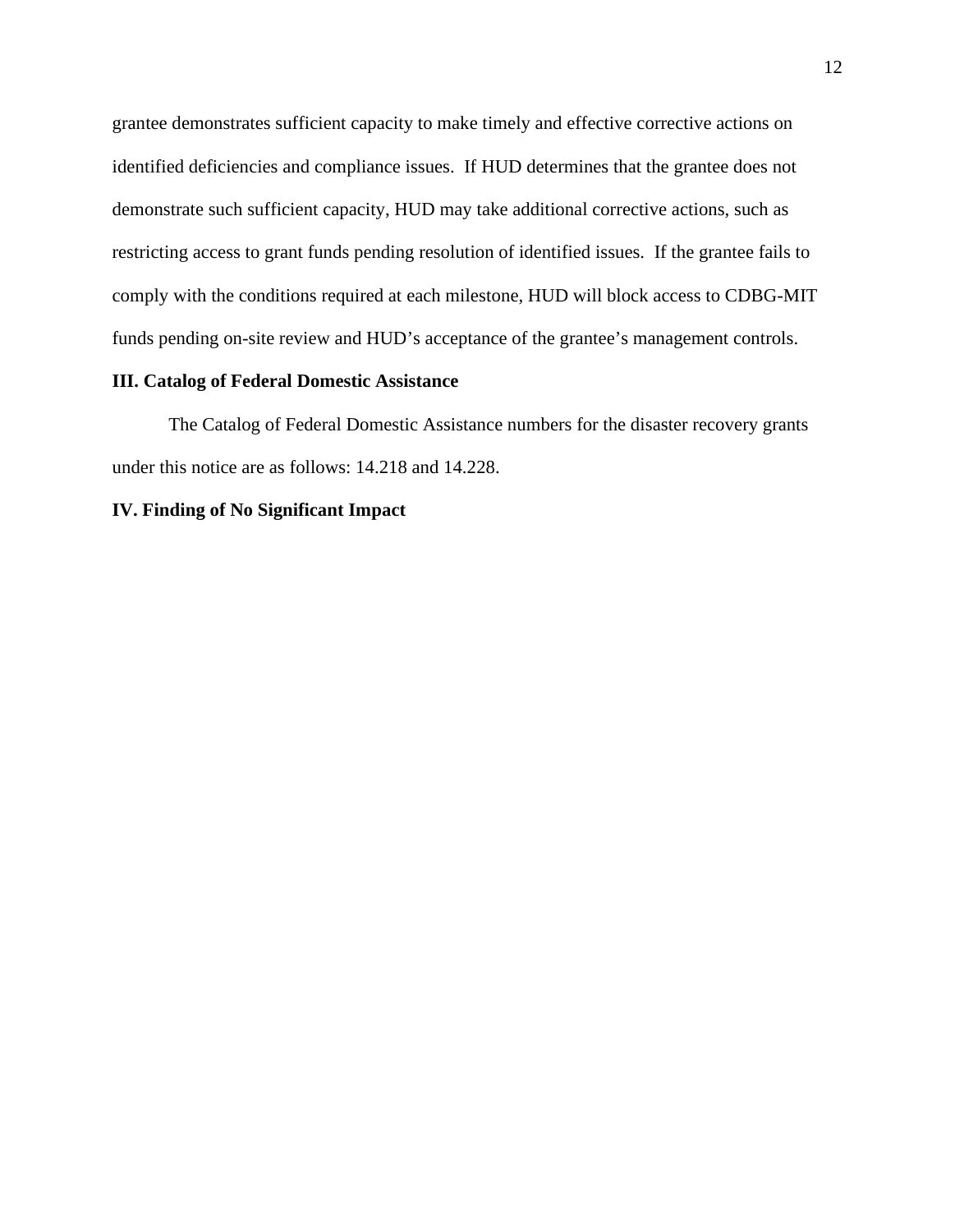grantee demonstrates sufficient capacity to make timely and effective corrective actions on identified deficiencies and compliance issues. If HUD determines that the grantee does not demonstrate such sufficient capacity, HUD may take additional corrective actions, such as restricting access to grant funds pending resolution of identified issues. If the grantee fails to comply with the conditions required at each milestone, HUD will block access to CDBG-MIT funds pending on-site review and HUD's acceptance of the grantee's management controls.

## III. Catalog of Federal Domestic Assistance

The Catalog of Federal Domestic Assistance numbers for the disaster recovery grants under this notice are as follows: 14.218 and 14.228.

## IV. Finding of No Significant Impact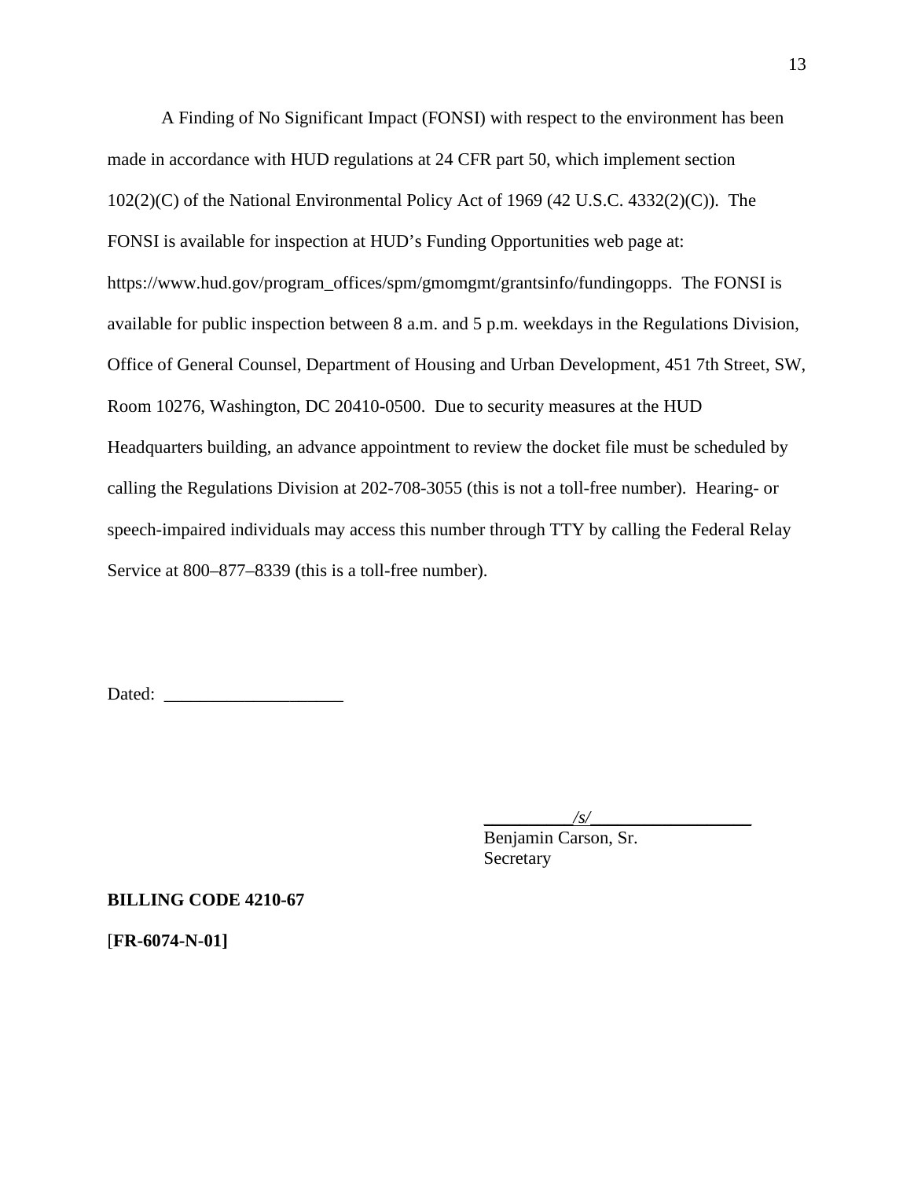A Finding of No Significant Impact (FONSI) with respect to the environment has been made in accordance with HUD regulations at 24 CFR part 50, which implement section 102(2)(C) of the National Environmental Policy Act of 1969 (42 U.S.C. 4332(2)(C)). The FONSI is available for inspection at HUD's Funding Opportunities web page at: https://www.hud.gov/program_offices/spm/gmomgmt/grantsinfo/fundingopps. The FONSI is available for public inspection between 8 a.m. and 5 p.m. weekdays in the Regulations Division, Office of General Counsel, Department of Housing and Urban Development, 451 7th Street, SW, Room 10276, Washington, DC 20410-0500. Due to security measures at the HUD Headquarters building, an advance appointment to review the docket file must be scheduled by calling the Regulations Division at 202-708-3055 (this is not a toll-free number). Hearing- or speech-impaired individuals may access this number through TTY by calling the Federal Relay Service at 800–877–8339 (this is a toll-free number).

Dated: ____________________

__________*/s/*__________________
Benjamin Carson, Sr.
Secretary

**BILLING CODE 4210-67**

**[FR-6074-N-01]**